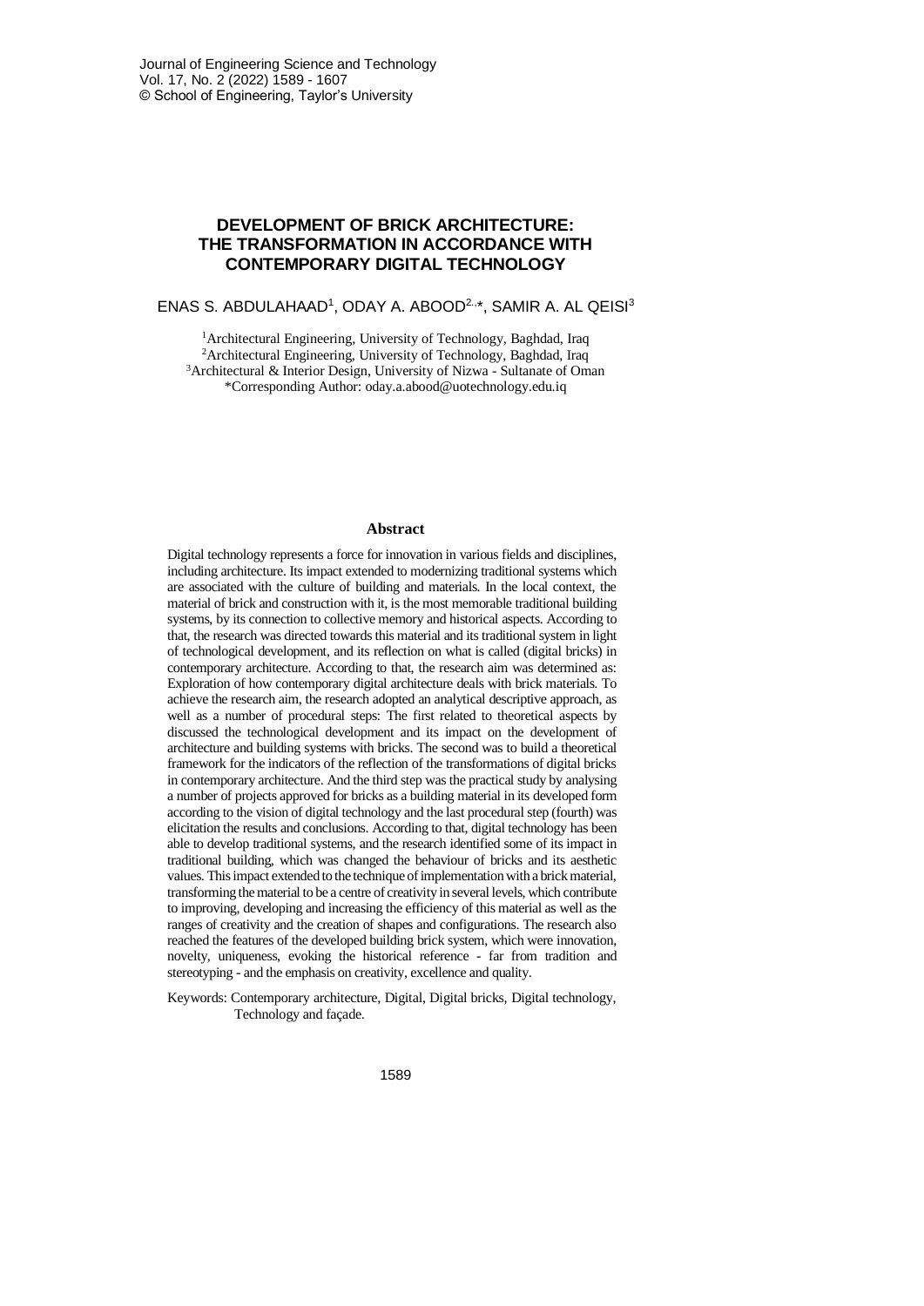# DEVELOPMENT OF BRICK ARCHITECTURE: THE TRANSFORMATION IN ACCORDANCE WITH CONTEMPORARY DIGITAL TECHNOLOGY

ENAS S. ABDULAHAAD[1], ODAY A. ABOOD[2,*], SAMIR A. AL QEISI[3]

[1]Architectural Engineering, University of Technology, Baghdad, Iraq
[2]Architectural Engineering, University of Technology, Baghdad, Iraq
[3]Architectural & Interior Design, University of Nizwa - Sultanate of Oman
*Corresponding Author: oday.a.abood@uotechnology.edu.iq

## Abstract

Digital technology represents a force for innovation in various fields and disciplines, including architecture. Its impact extended to modernizing traditional systems which are associated with the culture of building and materials. In the local context, the material of brick and construction with it, is the most memorable traditional building systems, by its connection to collective memory and historical aspects. According to that, the research was directed towards this material and its traditional system in light of technological development, and its reflection on what is called (digital bricks) in contemporary architecture. According to that, the research aim was determined as: Exploration of how contemporary digital architecture deals with brick materials. To achieve the research aim, the research adopted an analytical descriptive approach, as well as a number of procedural steps: The first related to theoretical aspects by discussed the technological development and its impact on the development of architecture and building systems with bricks. The second was to build a theoretical framework for the indicators of the reflection of the transformations of digital bricks in contemporary architecture. And the third step was the practical study by analysing a number of projects approved for bricks as a building material in its developed form according to the vision of digital technology and the last procedural step (fourth) was elicitation the results and conclusions. According to that, digital technology has been able to develop traditional systems, and the research identified some of its impact in traditional building, which was changed the behaviour of bricks and its aesthetic values. This impact extended to the technique of implementation with a brick material, transforming the material to be a centre of creativity in several levels, which contribute to improving, developing and increasing the efficiency of this material as well as the ranges of creativity and the creation of shapes and configurations. The research also reached the features of the developed building brick system, which were innovation, novelty, uniqueness, evoking the historical reference - far from tradition and stereotyping - and the emphasis on creativity, excellence and quality.

Keywords: Contemporary architecture, Digital, Digital bricks, Digital technology, Technology and façade.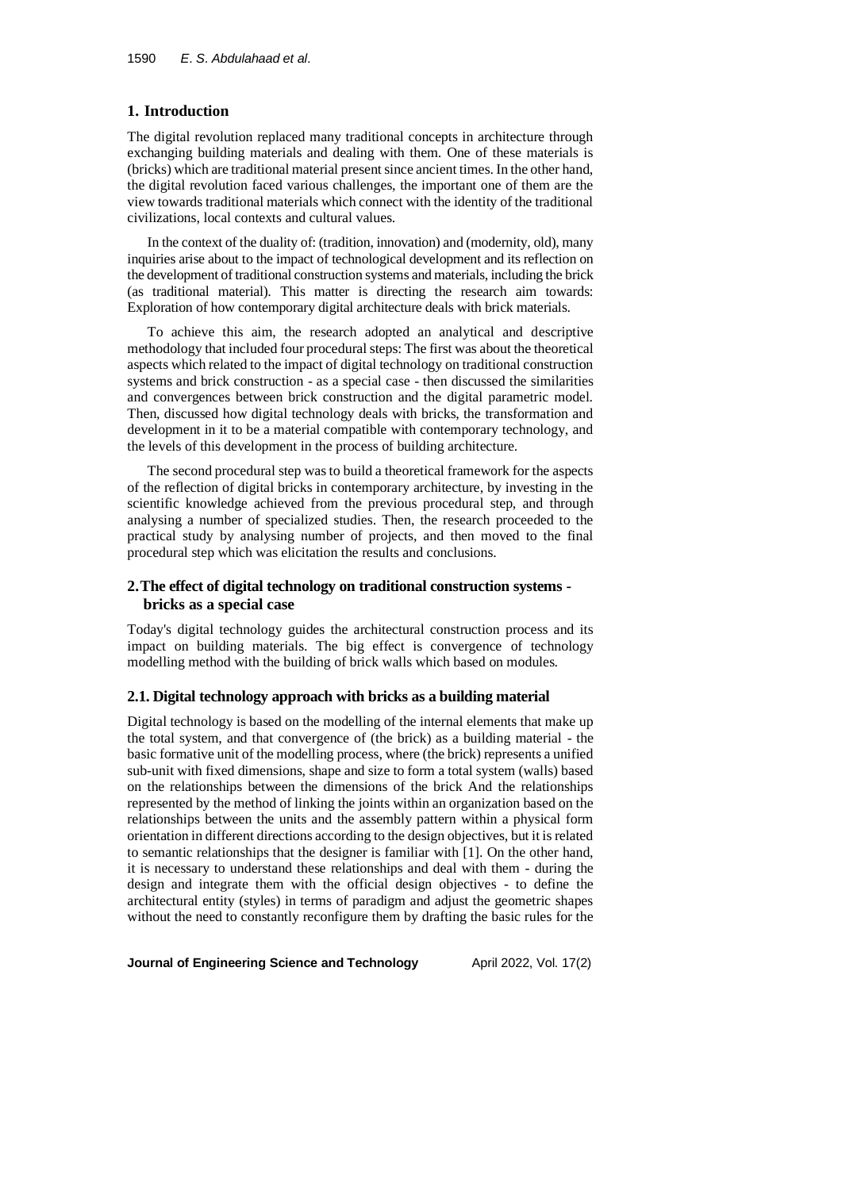## 1. Introduction

The digital revolution replaced many traditional concepts in architecture through exchanging building materials and dealing with them. One of these materials is (bricks) which are traditional material present since ancient times. In the other hand, the digital revolution faced various challenges, the important one of them are the view towards traditional materials which connect with the identity of the traditional civilizations, local contexts and cultural values.

In the context of the duality of: (tradition, innovation) and (modernity, old), many inquiries arise about to the impact of technological development and its reflection on the development of traditional construction systems and materials, including the brick (as traditional material). This matter is directing the research aim towards: Exploration of how contemporary digital architecture deals with brick materials.

To achieve this aim, the research adopted an analytical and descriptive methodology that included four procedural steps: The first was about the theoretical aspects which related to the impact of digital technology on traditional construction systems and brick construction - as a special case - then discussed the similarities and convergences between brick construction and the digital parametric model. Then, discussed how digital technology deals with bricks, the transformation and development in it to be a material compatible with contemporary technology, and the levels of this development in the process of building architecture.

The second procedural step was to build a theoretical framework for the aspects of the reflection of digital bricks in contemporary architecture, by investing in the scientific knowledge achieved from the previous procedural step, and through analysing a number of specialized studies. Then, the research proceeded to the practical study by analysing number of projects, and then moved to the final procedural step which was elicitation the results and conclusions.

## 2. The effect of digital technology on traditional construction systems - bricks as a special case

Today's digital technology guides the architectural construction process and its impact on building materials. The big effect is convergence of technology modelling method with the building of brick walls which based on modules.

### 2.1. Digital technology approach with bricks as a building material

Digital technology is based on the modelling of the internal elements that make up the total system, and that convergence of (the brick) as a building material - the basic formative unit of the modelling process, where (the brick) represents a unified sub-unit with fixed dimensions, shape and size to form a total system (walls) based on the relationships between the dimensions of the brick And the relationships represented by the method of linking the joints within an organization based on the relationships between the units and the assembly pattern within a physical form orientation in different directions according to the design objectives, but it is related to semantic relationships that the designer is familiar with [1]. On the other hand, it is necessary to understand these relationships and deal with them - during the design and integrate them with the official design objectives - to define the architectural entity (styles) in terms of paradigm and adjust the geometric shapes without the need to constantly reconfigure them by drafting the basic rules for the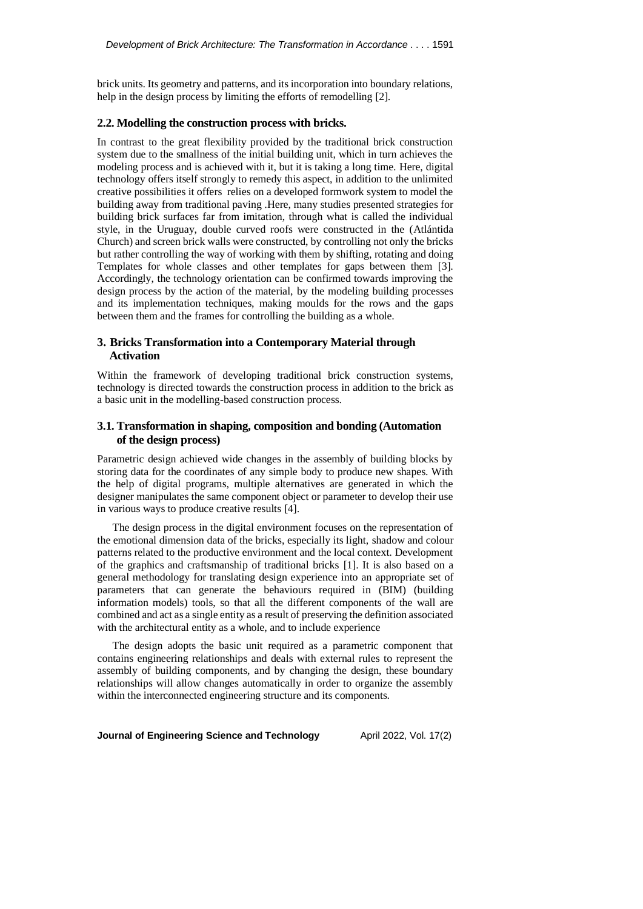brick units. Its geometry and patterns, and its incorporation into boundary relations, help in the design process by limiting the efforts of remodelling [2].

### 2.2. Modelling the construction process with bricks.

In contrast to the great flexibility provided by the traditional brick construction system due to the smallness of the initial building unit, which in turn achieves the modeling process and is achieved with it, but it is taking a long time. Here, digital technology offers itself strongly to remedy this aspect, in addition to the unlimited creative possibilities it offers relies on a developed formwork system to model the building away from traditional paving .Here, many studies presented strategies for building brick surfaces far from imitation, through what is called the individual style, in the Uruguay, double curved roofs were constructed in the (Atlántida Church) and screen brick walls were constructed, by controlling not only the bricks but rather controlling the way of working with them by shifting, rotating and doing Templates for whole classes and other templates for gaps between them [3]. Accordingly, the technology orientation can be confirmed towards improving the design process by the action of the material, by the modeling building processes and its implementation techniques, making moulds for the rows and the gaps between them and the frames for controlling the building as a whole.

## 3. Bricks Transformation into a Contemporary Material through Activation

Within the framework of developing traditional brick construction systems, technology is directed towards the construction process in addition to the brick as a basic unit in the modelling-based construction process.

### 3.1. Transformation in shaping, composition and bonding (Automation of the design process)

Parametric design achieved wide changes in the assembly of building blocks by storing data for the coordinates of any simple body to produce new shapes. With the help of digital programs, multiple alternatives are generated in which the designer manipulates the same component object or parameter to develop their use in various ways to produce creative results [4].

The design process in the digital environment focuses on the representation of the emotional dimension data of the bricks, especially its light, shadow and colour patterns related to the productive environment and the local context. Development of the graphics and craftsmanship of traditional bricks [1]. It is also based on a general methodology for translating design experience into an appropriate set of parameters that can generate the behaviours required in (BIM) (building information models) tools, so that all the different components of the wall are combined and act as a single entity as a result of preserving the definition associated with the architectural entity as a whole, and to include experience

The design adopts the basic unit required as a parametric component that contains engineering relationships and deals with external rules to represent the assembly of building components, and by changing the design, these boundary relationships will allow changes automatically in order to organize the assembly within the interconnected engineering structure and its components.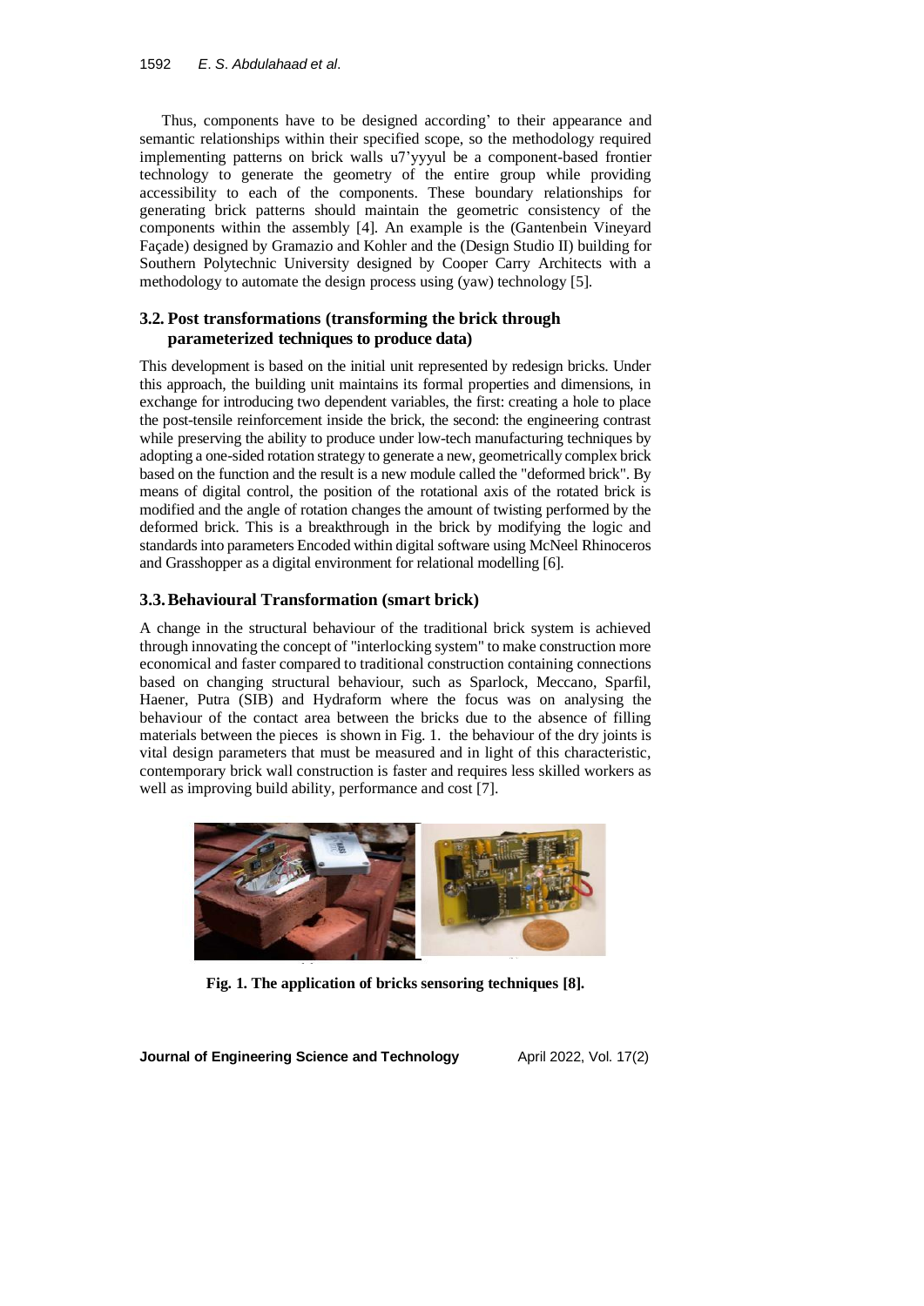Thus, components have to be designed according' to their appearance and semantic relationships within their specified scope, so the methodology required implementing patterns on brick walls u7'yyyul be a component-based frontier technology to generate the geometry of the entire group while providing accessibility to each of the components. These boundary relationships for generating brick patterns should maintain the geometric consistency of the components within the assembly [4]. An example is the (Gantenbein Vineyard Façade) designed by Gramazio and Kohler and the (Design Studio II) building for Southern Polytechnic University designed by Cooper Carry Architects with a methodology to automate the design process using (yaw) technology [5].

### 3.2. Post transformations (transforming the brick through parameterized techniques to produce data)

This development is based on the initial unit represented by redesign bricks. Under this approach, the building unit maintains its formal properties and dimensions, in exchange for introducing two dependent variables, the first: creating a hole to place the post-tensile reinforcement inside the brick, the second: the engineering contrast while preserving the ability to produce under low-tech manufacturing techniques by adopting a one-sided rotation strategy to generate a new, geometrically complex brick based on the function and the result is a new module called the "deformed brick". By means of digital control, the position of the rotational axis of the rotated brick is modified and the angle of rotation changes the amount of twisting performed by the deformed brick. This is a breakthrough in the brick by modifying the logic and standards into parameters Encoded within digital software using McNeel Rhinoceros and Grasshopper as a digital environment for relational modelling [6].

### 3.3. Behavioural Transformation (smart brick)

A change in the structural behaviour of the traditional brick system is achieved through innovating the concept of "interlocking system" to make construction more economical and faster compared to traditional construction containing connections based on changing structural behaviour, such as Sparlock, Meccano, Sparfil, Haener, Putra (SIB) and Hydraform where the focus was on analysing the behaviour of the contact area between the bricks due to the absence of filling materials between the pieces is shown in Fig. 1. the behaviour of the dry joints is vital design parameters that must be measured and in light of this characteristic, contemporary brick wall construction is faster and requires less skilled workers as well as improving build ability, performance and cost [7].

**Fig. 1. The application of bricks sensoring techniques [8].**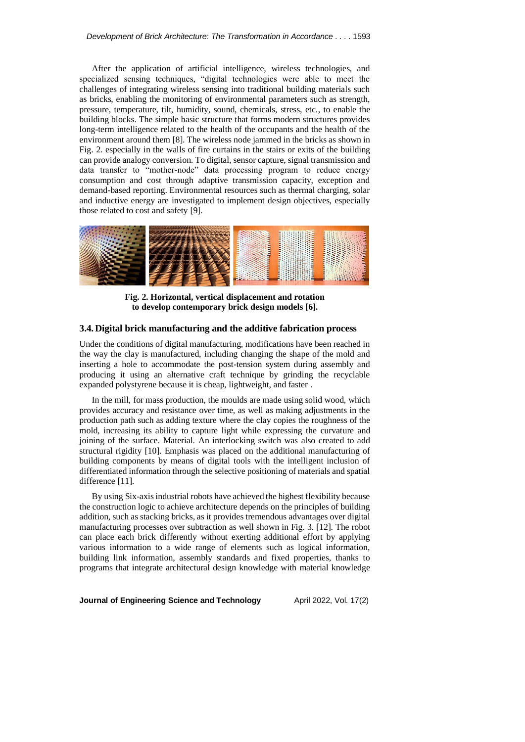After the application of artificial intelligence, wireless technologies, and specialized sensing techniques, "digital technologies were able to meet the challenges of integrating wireless sensing into traditional building materials such as bricks, enabling the monitoring of environmental parameters such as strength, pressure, temperature, tilt, humidity, sound, chemicals, stress, etc., to enable the building blocks. The simple basic structure that forms modern structures provides long-term intelligence related to the health of the occupants and the health of the environment around them [8]. The wireless node jammed in the bricks as shown in Fig. 2. especially in the walls of fire curtains in the stairs or exits of the building can provide analogy conversion. To digital, sensor capture, signal transmission and data transfer to "mother-node" data processing program to reduce energy consumption and cost through adaptive transmission capacity, exception and demand-based reporting. Environmental resources such as thermal charging, solar and inductive energy are investigated to implement design objectives, especially those related to cost and safety [9].

**Fig. 2. Horizontal, vertical displacement and rotation to develop contemporary brick design models [6].**

### 3.4. Digital brick manufacturing and the additive fabrication process

Under the conditions of digital manufacturing, modifications have been reached in the way the clay is manufactured, including changing the shape of the mold and inserting a hole to accommodate the post-tension system during assembly and producing it using an alternative craft technique by grinding the recyclable expanded polystyrene because it is cheap, lightweight, and faster .

In the mill, for mass production, the moulds are made using solid wood, which provides accuracy and resistance over time, as well as making adjustments in the production path such as adding texture where the clay copies the roughness of the mold, increasing its ability to capture light while expressing the curvature and joining of the surface. Material. An interlocking switch was also created to add structural rigidity [10]. Emphasis was placed on the additional manufacturing of building components by means of digital tools with the intelligent inclusion of differentiated information through the selective positioning of materials and spatial difference [11].

By using Six-axis industrial robots have achieved the highest flexibility because the construction logic to achieve architecture depends on the principles of building addition, such as stacking bricks, as it provides tremendous advantages over digital manufacturing processes over subtraction as well shown in Fig. 3. [12]. The robot can place each brick differently without exerting additional effort by applying various information to a wide range of elements such as logical information, building link information, assembly standards and fixed properties, thanks to programs that integrate architectural design knowledge with material knowledge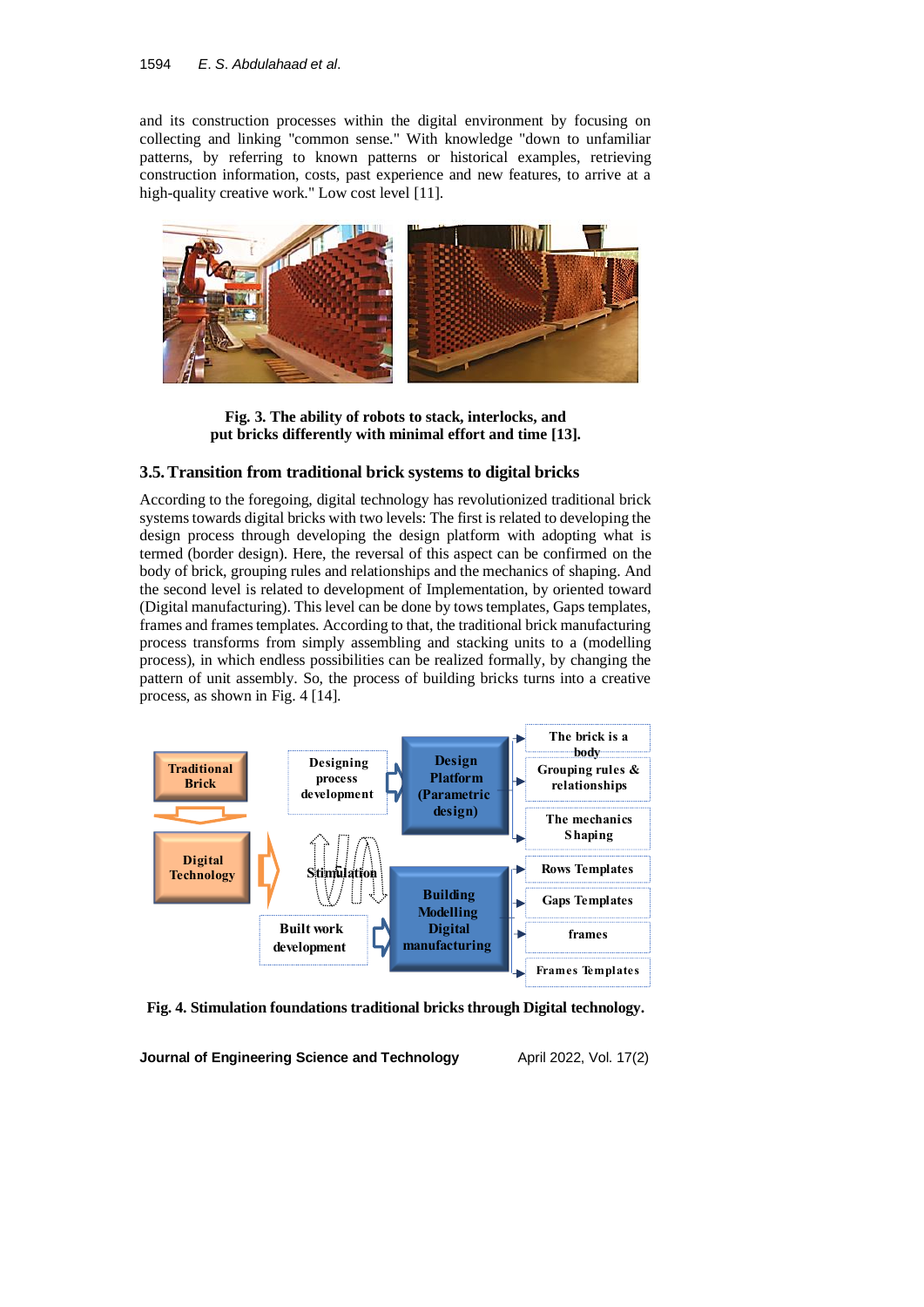and its construction processes within the digital environment by focusing on collecting and linking "common sense." With knowledge "down to unfamiliar patterns, by referring to known patterns or historical examples, retrieving construction information, costs, past experience and new features, to arrive at a high-quality creative work." Low cost level [11].

**Fig. 3. The ability of robots to stack, interlocks, and put bricks differently with minimal effort and time [13].**

### 3.5. Transition from traditional brick systems to digital bricks

According to the foregoing, digital technology has revolutionized traditional brick systems towards digital bricks with two levels: The first is related to developing the design process through developing the design platform with adopting what is termed (border design). Here, the reversal of this aspect can be confirmed on the body of brick, grouping rules and relationships and the mechanics of shaping. And the second level is related to development of Implementation, by oriented toward (Digital manufacturing). This level can be done by tows templates, Gaps templates, frames and frames templates. According to that, the traditional brick manufacturing process transforms from simply assembling and stacking units to a (modelling process), in which endless possibilities can be realized formally, by changing the pattern of unit assembly. So, the process of building bricks turns into a creative process, as shown in Fig. 4 [14].

**Fig. 4. Stimulation foundations traditional bricks through Digital technology.**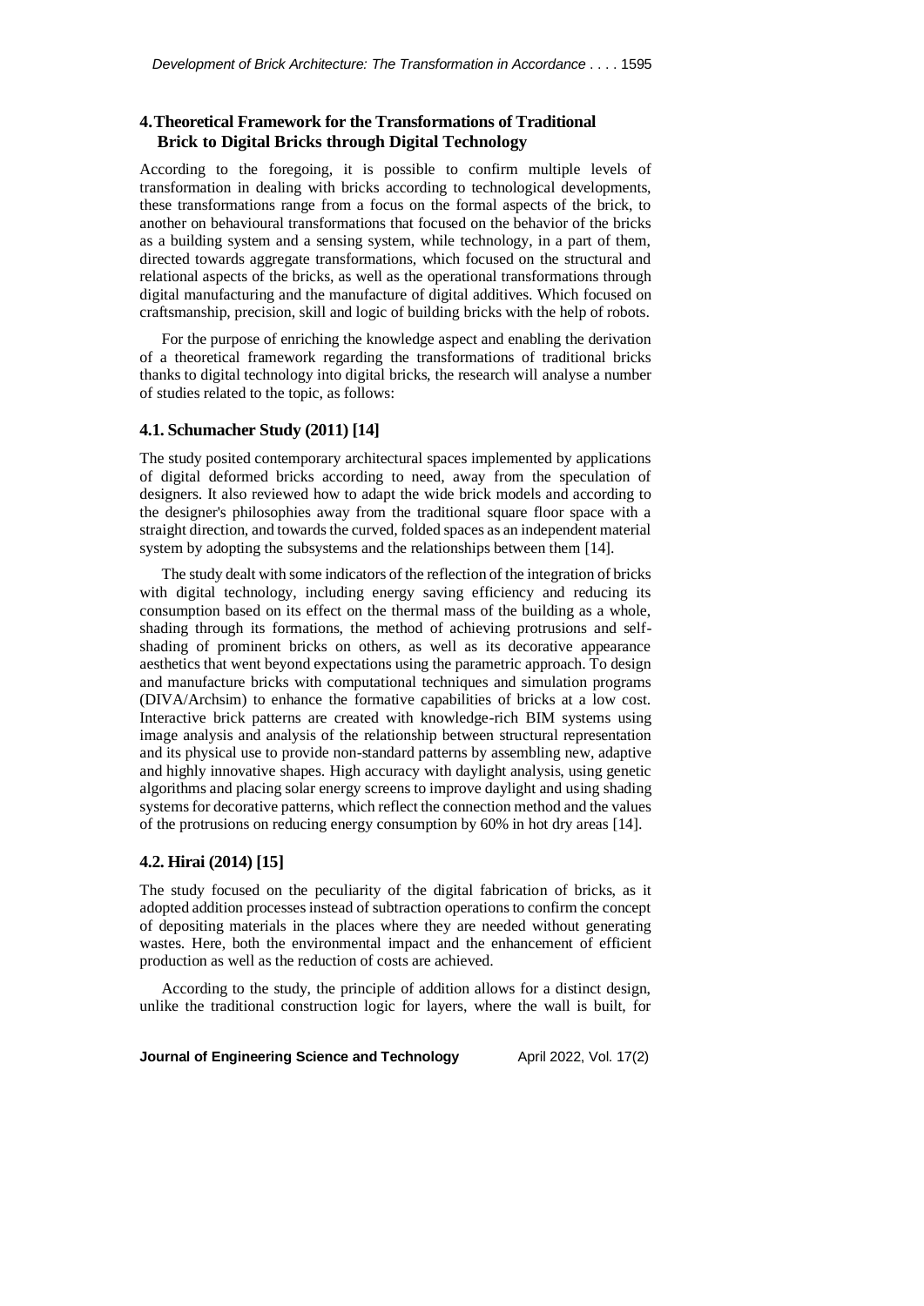## 4. Theoretical Framework for the Transformations of Traditional Brick to Digital Bricks through Digital Technology

According to the foregoing, it is possible to confirm multiple levels of transformation in dealing with bricks according to technological developments, these transformations range from a focus on the formal aspects of the brick, to another on behavioural transformations that focused on the behavior of the bricks as a building system and a sensing system, while technology, in a part of them, directed towards aggregate transformations, which focused on the structural and relational aspects of the bricks, as well as the operational transformations through digital manufacturing and the manufacture of digital additives. Which focused on craftsmanship, precision, skill and logic of building bricks with the help of robots.

For the purpose of enriching the knowledge aspect and enabling the derivation of a theoretical framework regarding the transformations of traditional bricks thanks to digital technology into digital bricks, the research will analyse a number of studies related to the topic, as follows:

### 4.1. Schumacher Study (2011) [14]

The study posited contemporary architectural spaces implemented by applications of digital deformed bricks according to need, away from the speculation of designers. It also reviewed how to adapt the wide brick models and according to the designer's philosophies away from the traditional square floor space with a straight direction, and towards the curved, folded spaces as an independent material system by adopting the subsystems and the relationships between them [14].

The study dealt with some indicators of the reflection of the integration of bricks with digital technology, including energy saving efficiency and reducing its consumption based on its effect on the thermal mass of the building as a whole, shading through its formations, the method of achieving protrusions and self-shading of prominent bricks on others, as well as its decorative appearance aesthetics that went beyond expectations using the parametric approach. To design and manufacture bricks with computational techniques and simulation programs (DIVA/Archsim) to enhance the formative capabilities of bricks at a low cost. Interactive brick patterns are created with knowledge-rich BIM systems using image analysis and analysis of the relationship between structural representation and its physical use to provide non-standard patterns by assembling new, adaptive and highly innovative shapes. High accuracy with daylight analysis, using genetic algorithms and placing solar energy screens to improve daylight and using shading systems for decorative patterns, which reflect the connection method and the values of the protrusions on reducing energy consumption by 60% in hot dry areas [14].

### 4.2. Hirai (2014) [15]

The study focused on the peculiarity of the digital fabrication of bricks, as it adopted addition processes instead of subtraction operations to confirm the concept of depositing materials in the places where they are needed without generating wastes. Here, both the environmental impact and the enhancement of efficient production as well as the reduction of costs are achieved.

According to the study, the principle of addition allows for a distinct design, unlike the traditional construction logic for layers, where the wall is built, for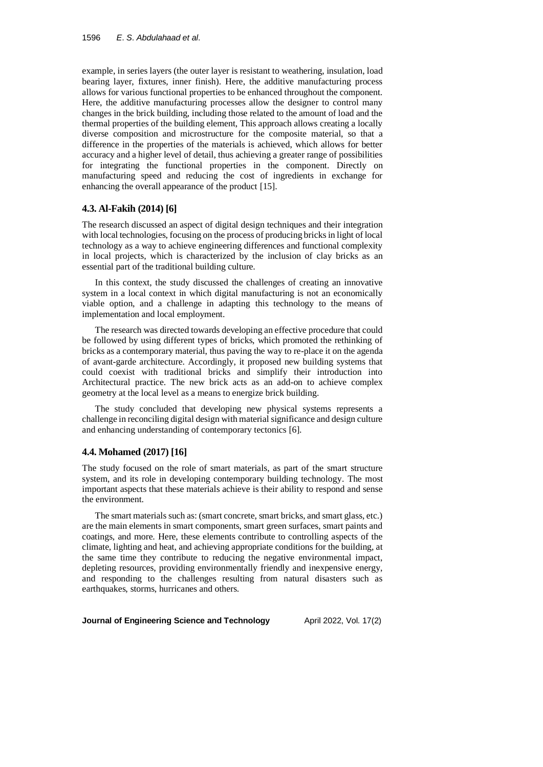example, in series layers (the outer layer is resistant to weathering, insulation, load bearing layer, fixtures, inner finish). Here, the additive manufacturing process allows for various functional properties to be enhanced throughout the component. Here, the additive manufacturing processes allow the designer to control many changes in the brick building, including those related to the amount of load and the thermal properties of the building element, This approach allows creating a locally diverse composition and microstructure for the composite material, so that a difference in the properties of the materials is achieved, which allows for better accuracy and a higher level of detail, thus achieving a greater range of possibilities for integrating the functional properties in the component. Directly on manufacturing speed and reducing the cost of ingredients in exchange for enhancing the overall appearance of the product [15].

### 4.3. Al-Fakih (2014) [6]

The research discussed an aspect of digital design techniques and their integration with local technologies, focusing on the process of producing bricks in light of local technology as a way to achieve engineering differences and functional complexity in local projects, which is characterized by the inclusion of clay bricks as an essential part of the traditional building culture.

In this context, the study discussed the challenges of creating an innovative system in a local context in which digital manufacturing is not an economically viable option, and a challenge in adapting this technology to the means of implementation and local employment.

The research was directed towards developing an effective procedure that could be followed by using different types of bricks, which promoted the rethinking of bricks as a contemporary material, thus paving the way to re-place it on the agenda of avant-garde architecture. Accordingly, it proposed new building systems that could coexist with traditional bricks and simplify their introduction into Architectural practice. The new brick acts as an add-on to achieve complex geometry at the local level as a means to energize brick building.

The study concluded that developing new physical systems represents a challenge in reconciling digital design with material significance and design culture and enhancing understanding of contemporary tectonics [6].

### 4.4. Mohamed (2017) [16]

The study focused on the role of smart materials, as part of the smart structure system, and its role in developing contemporary building technology. The most important aspects that these materials achieve is their ability to respond and sense the environment.

The smart materials such as: (smart concrete, smart bricks, and smart glass, etc.) are the main elements in smart components, smart green surfaces, smart paints and coatings, and more. Here, these elements contribute to controlling aspects of the climate, lighting and heat, and achieving appropriate conditions for the building, at the same time they contribute to reducing the negative environmental impact, depleting resources, providing environmentally friendly and inexpensive energy, and responding to the challenges resulting from natural disasters such as earthquakes, storms, hurricanes and others.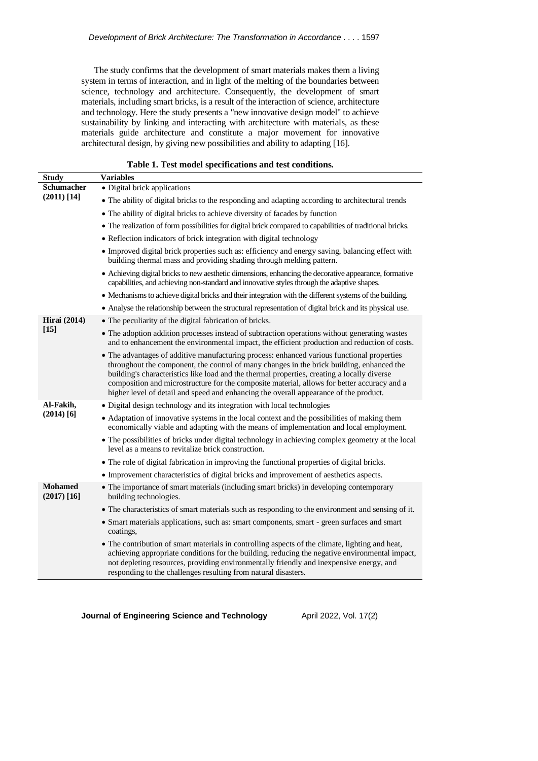The study confirms that the development of smart materials makes them a living system in terms of interaction, and in light of the melting of the boundaries between science, technology and architecture. Consequently, the development of smart materials, including smart bricks, is a result of the interaction of science, architecture and technology. Here the study presents a "new innovative design model" to achieve sustainability by linking and interacting with architecture with materials, as these materials guide architecture and constitute a major movement for innovative architectural design, by giving new possibilities and ability to adapting [16].

**Table 1. Test model specifications and test conditions.**

| Study | Variables |
|---|---|
| **Schumacher (2011) [14]** | • Digital brick applications |
| | • The ability of digital bricks to the responding and adapting according to architectural trends |
| | • The ability of digital bricks to achieve diversity of facades by function |
| | • The realization of form possibilities for digital brick compared to capabilities of traditional bricks. |
| | • Reflection indicators of brick integration with digital technology |
| | • Improved digital brick properties such as: efficiency and energy saving, balancing effect with building thermal mass and providing shading through melding pattern. |
| | • Achieving digital bricks to new aesthetic dimensions, enhancing the decorative appearance, formative capabilities, and achieving non-standard and innovative styles through the adaptive shapes. |
| | • Mechanisms to achieve digital bricks and their integration with the different systems of the building. |
| | • Analyse the relationship between the structural representation of digital brick and its physical use. |
| **Hirai (2014) [15]** | • The peculiarity of the digital fabrication of bricks. |
| | • The adoption addition processes instead of subtraction operations without generating wastes and to enhancement the environmental impact, the efficient production and reduction of costs. |
| | • The advantages of additive manufacturing process: enhanced various functional properties throughout the component, the control of many changes in the brick building, enhanced the building's characteristics like load and the thermal properties, creating a locally diverse composition and microstructure for the composite material, allows for better accuracy and a higher level of detail and speed and enhancing the overall appearance of the product. |
| **Al-Fakih, (2014) [6]** | • Digital design technology and its integration with local technologies |
| | • Adaptation of innovative systems in the local context and the possibilities of making them economically viable and adapting with the means of implementation and local employment. |
| | • The possibilities of bricks under digital technology in achieving complex geometry at the local level as a means to revitalize brick construction. |
| | • The role of digital fabrication in improving the functional properties of digital bricks. |
| | • Improvement characteristics of digital bricks and improvement of aesthetics aspects. |
| **Mohamed (2017) [16]** | • The importance of smart materials (including smart bricks) in developing contemporary building technologies. |
| | • The characteristics of smart materials such as responding to the environment and sensing of it. |
| | • Smart materials applications, such as: smart components, smart - green surfaces and smart coatings, |
| | • The contribution of smart materials in controlling aspects of the climate, lighting and heat, achieving appropriate conditions for the building, reducing the negative environmental impact, not depleting resources, providing environmentally friendly and inexpensive energy, and responding to the challenges resulting from natural disasters. |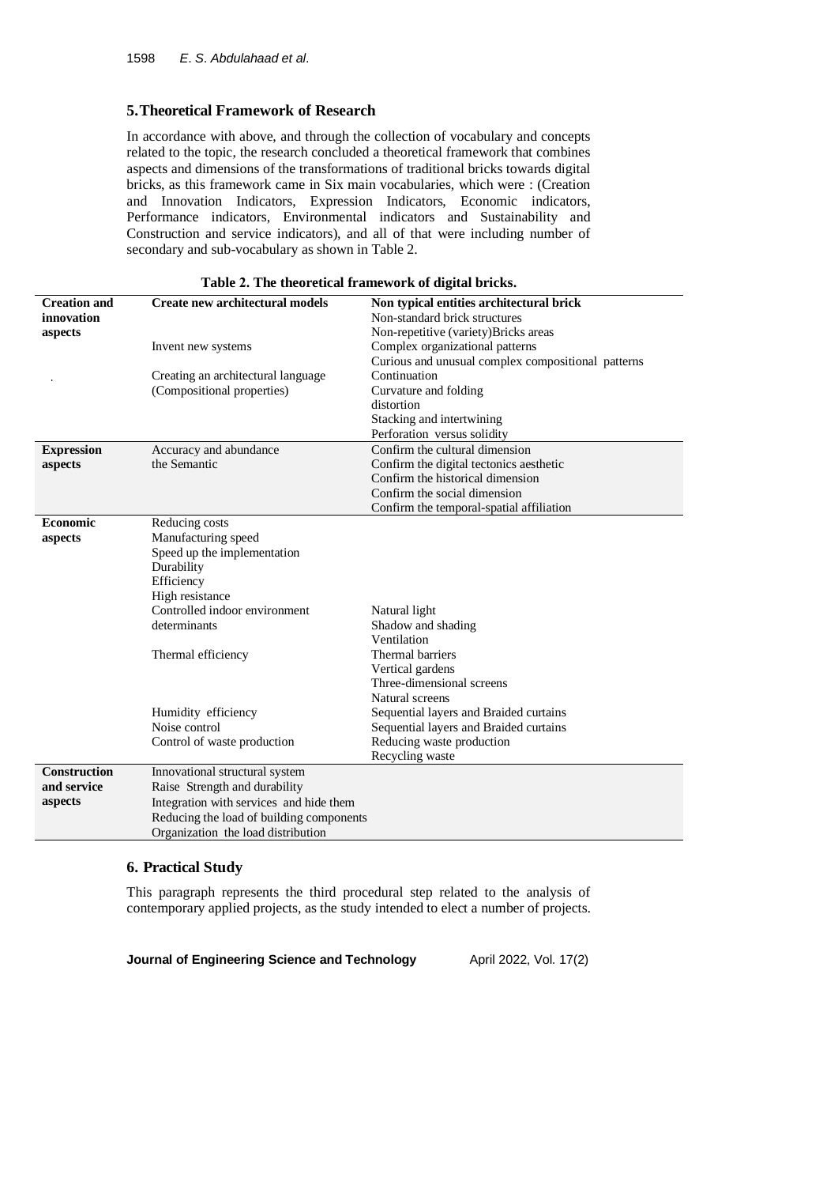## 5. Theoretical Framework of Research

In accordance with above, and through the collection of vocabulary and concepts related to the topic, the research concluded a theoretical framework that combines aspects and dimensions of the transformations of traditional bricks towards digital bricks, as this framework came in Six main vocabularies, which were : (Creation and Innovation Indicators, Expression Indicators, Economic indicators, Performance indicators, Environmental indicators and Sustainability and Construction and service indicators), and all of that were including number of secondary and sub-vocabulary as shown in Table 2.

**Table 2. The theoretical framework of digital bricks.**

| **Creation and innovation aspects** | **Create new architectural models** | **Non typical entities architectural brick** |
|---|---|---|
| | | Non-standard brick structures |
| | | Non-repetitive (variety)Bricks areas |
| | Invent new systems | Complex organizational patterns |
| | | Curious and unusual complex compositional patterns |
| . | Creating an architectural language (Compositional properties) | Continuation |
| | | Curvature and folding |
| | | distortion |
| | | Stacking and intertwining |
| | | Perforation versus solidity |
| **Expression aspects** | Accuracy and abundance the Semantic | Confirm the cultural dimension |
| | | Confirm the digital tectonics aesthetic |
| | | Confirm the historical dimension |
| | | Confirm the social dimension |
| | | Confirm the temporal-spatial affiliation |
| **Economic aspects** | Reducing costs | |
| | Manufacturing speed | |
| | Speed up the implementation | |
| | Durability | |
| | Efficiency | |
| | High resistance | |
| | Controlled indoor environment determinants | Natural light |
| | | Shadow and shading |
| | | Ventilation |
| | Thermal efficiency | Thermal barriers |
| | | Vertical gardens |
| | | Three-dimensional screens |
| | | Natural screens |
| | Humidity efficiency | Sequential layers and Braided curtains |
| | Noise control | Sequential layers and Braided curtains |
| | Control of waste production | Reducing waste production |
| | | Recycling waste |
| **Construction and service aspects** | Innovational structural system | |
| | Raise Strength and durability | |
| | Integration with services and hide them | |
| | Reducing the load of building components | |
| | Organization the load distribution | |

## 6. Practical Study

This paragraph represents the third procedural step related to the analysis of contemporary applied projects, as the study intended to elect a number of projects.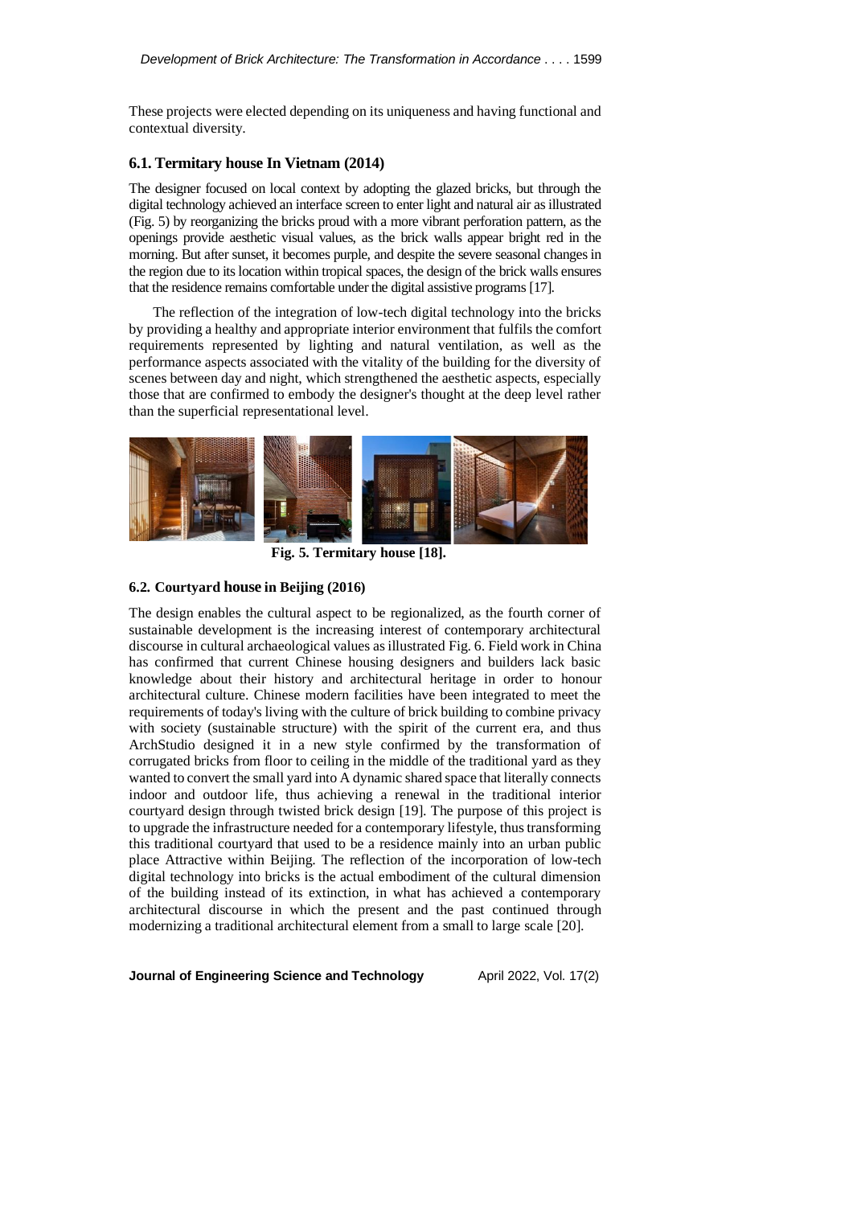These projects were elected depending on its uniqueness and having functional and contextual diversity.

### 6.1. Termitary house In Vietnam (2014)

The designer focused on local context by adopting the glazed bricks, but through the digital technology achieved an interface screen to enter light and natural air as illustrated (Fig. 5) by reorganizing the bricks proud with a more vibrant perforation pattern, as the openings provide aesthetic visual values, as the brick walls appear bright red in the morning. But after sunset, it becomes purple, and despite the severe seasonal changes in the region due to its location within tropical spaces, the design of the brick walls ensures that the residence remains comfortable under the digital assistive programs [17].

The reflection of the integration of low-tech digital technology into the bricks by providing a healthy and appropriate interior environment that fulfils the comfort requirements represented by lighting and natural ventilation, as well as the performance aspects associated with the vitality of the building for the diversity of scenes between day and night, which strengthened the aesthetic aspects, especially those that are confirmed to embody the designer's thought at the deep level rather than the superficial representational level.

**Fig. 5. Termitary house [18].**

### 6.2. Courtyard house in Beijing (2016)

The design enables the cultural aspect to be regionalized, as the fourth corner of sustainable development is the increasing interest of contemporary architectural discourse in cultural archaeological values as illustrated Fig. 6. Field work in China has confirmed that current Chinese housing designers and builders lack basic knowledge about their history and architectural heritage in order to honour architectural culture. Chinese modern facilities have been integrated to meet the requirements of today's living with the culture of brick building to combine privacy with society (sustainable structure) with the spirit of the current era, and thus ArchStudio designed it in a new style confirmed by the transformation of corrugated bricks from floor to ceiling in the middle of the traditional yard as they wanted to convert the small yard into A dynamic shared space that literally connects indoor and outdoor life, thus achieving a renewal in the traditional interior courtyard design through twisted brick design [19]. The purpose of this project is to upgrade the infrastructure needed for a contemporary lifestyle, thus transforming this traditional courtyard that used to be a residence mainly into an urban public place Attractive within Beijing. The reflection of the incorporation of low-tech digital technology into bricks is the actual embodiment of the cultural dimension of the building instead of its extinction, in what has achieved a contemporary architectural discourse in which the present and the past continued through modernizing a traditional architectural element from a small to large scale [20].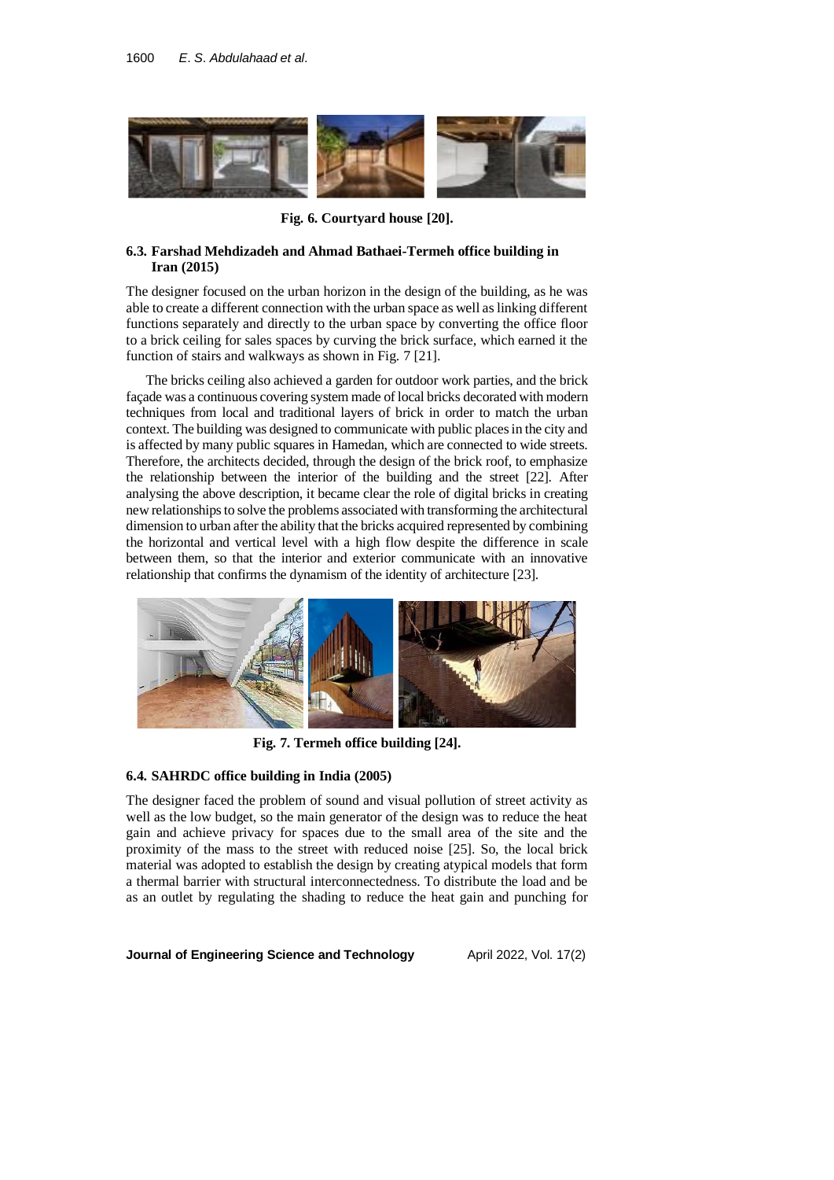Fig. 6. Courtyard house [20].

### 6.3. Farshad Mehdizadeh and Ahmad Bathaei-Termeh office building in Iran (2015)

The designer focused on the urban horizon in the design of the building, as he was able to create a different connection with the urban space as well as linking different functions separately and directly to the urban space by converting the office floor to a brick ceiling for sales spaces by curving the brick surface, which earned it the function of stairs and walkways as shown in Fig. 7 [21].

The bricks ceiling also achieved a garden for outdoor work parties, and the brick façade was a continuous covering system made of local bricks decorated with modern techniques from local and traditional layers of brick in order to match the urban context. The building was designed to communicate with public places in the city and is affected by many public squares in Hamedan, which are connected to wide streets. Therefore, the architects decided, through the design of the brick roof, to emphasize the relationship between the interior of the building and the street [22]. After analysing the above description, it became clear the role of digital bricks in creating new relationships to solve the problems associated with transforming the architectural dimension to urban after the ability that the bricks acquired represented by combining the horizontal and vertical level with a high flow despite the difference in scale between them, so that the interior and exterior communicate with an innovative relationship that confirms the dynamism of the identity of architecture [23].

Fig. 7. Termeh office building [24].

### 6.4. SAHRDC office building in India (2005)

The designer faced the problem of sound and visual pollution of street activity as well as the low budget, so the main generator of the design was to reduce the heat gain and achieve privacy for spaces due to the small area of the site and the proximity of the mass to the street with reduced noise [25]. So, the local brick material was adopted to establish the design by creating atypical models that form a thermal barrier with structural interconnectedness. To distribute the load and be as an outlet by regulating the shading to reduce the heat gain and punching for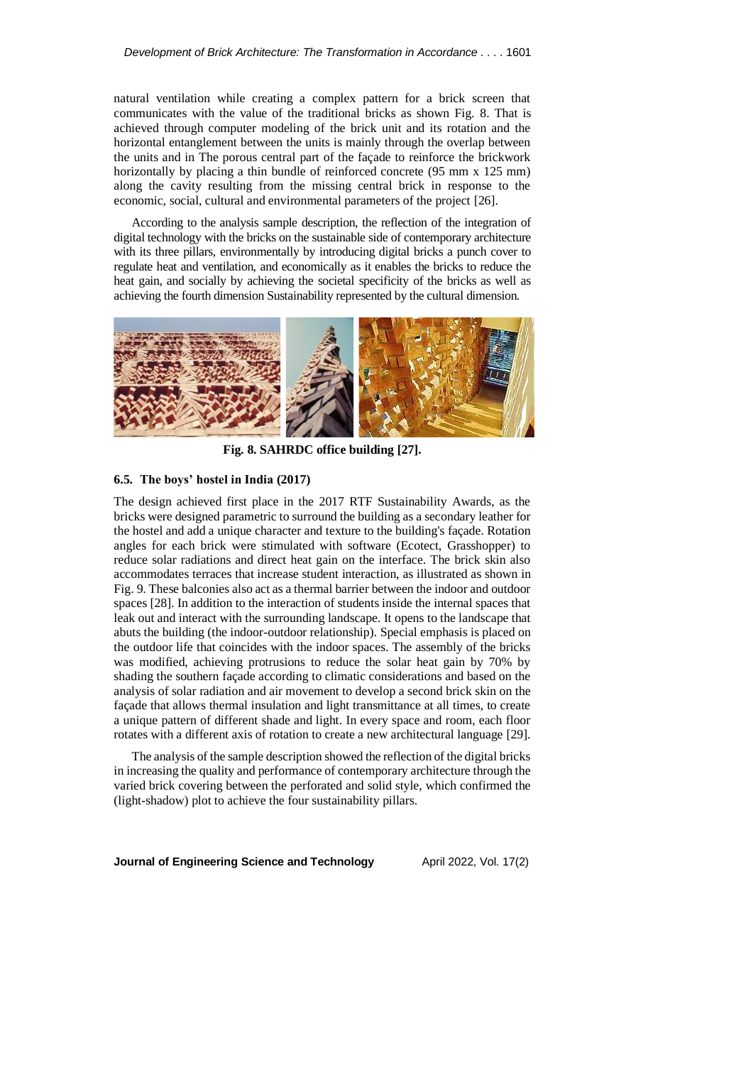natural ventilation while creating a complex pattern for a brick screen that communicates with the value of the traditional bricks as shown Fig. 8. That is achieved through computer modeling of the brick unit and its rotation and the horizontal entanglement between the units is mainly through the overlap between the units and in The porous central part of the façade to reinforce the brickwork horizontally by placing a thin bundle of reinforced concrete (95 mm x 125 mm) along the cavity resulting from the missing central brick in response to the economic, social, cultural and environmental parameters of the project [26].

According to the analysis sample description, the reflection of the integration of digital technology with the bricks on the sustainable side of contemporary architecture with its three pillars, environmentally by introducing digital bricks a punch cover to regulate heat and ventilation, and economically as it enables the bricks to reduce the heat gain, and socially by achieving the societal specificity of the bricks as well as achieving the fourth dimension Sustainability represented by the cultural dimension.

**Fig. 8. SAHRDC office building [27].**

### 6.5. The boys' hostel in India (2017)

The design achieved first place in the 2017 RTF Sustainability Awards, as the bricks were designed parametric to surround the building as a secondary leather for the hostel and add a unique character and texture to the building's façade. Rotation angles for each brick were stimulated with software (Ecotect, Grasshopper) to reduce solar radiations and direct heat gain on the interface. The brick skin also accommodates terraces that increase student interaction, as illustrated as shown in Fig. 9. These balconies also act as a thermal barrier between the indoor and outdoor spaces [28]. In addition to the interaction of students inside the internal spaces that leak out and interact with the surrounding landscape. It opens to the landscape that abuts the building (the indoor-outdoor relationship). Special emphasis is placed on the outdoor life that coincides with the indoor spaces. The assembly of the bricks was modified, achieving protrusions to reduce the solar heat gain by 70% by shading the southern façade according to climatic considerations and based on the analysis of solar radiation and air movement to develop a second brick skin on the façade that allows thermal insulation and light transmittance at all times, to create a unique pattern of different shade and light. In every space and room, each floor rotates with a different axis of rotation to create a new architectural language [29].

The analysis of the sample description showed the reflection of the digital bricks in increasing the quality and performance of contemporary architecture through the varied brick covering between the perforated and solid style, which confirmed the (light-shadow) plot to achieve the four sustainability pillars.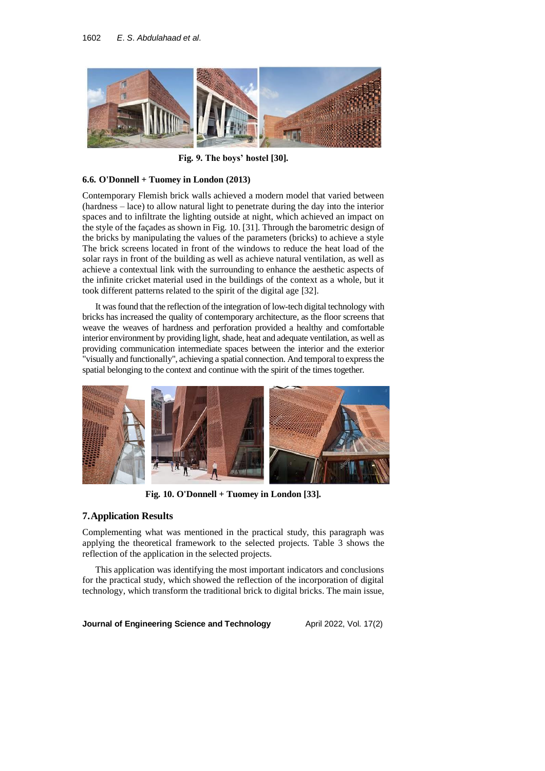Fig. 9. The boys' hostel [30].

### 6.6. O'Donnell + Tuomey in London (2013)

Contemporary Flemish brick walls achieved a modern model that varied between (hardness – lace) to allow natural light to penetrate during the day into the interior spaces and to infiltrate the lighting outside at night, which achieved an impact on the style of the façades as shown in Fig. 10. [31]. Through the barometric design of the bricks by manipulating the values of the parameters (bricks) to achieve a style The brick screens located in front of the windows to reduce the heat load of the solar rays in front of the building as well as achieve natural ventilation, as well as achieve a contextual link with the surrounding to enhance the aesthetic aspects of the infinite cricket material used in the buildings of the context as a whole, but it took different patterns related to the spirit of the digital age [32].

It was found that the reflection of the integration of low-tech digital technology with bricks has increased the quality of contemporary architecture, as the floor screens that weave the weaves of hardness and perforation provided a healthy and comfortable interior environment by providing light, shade, heat and adequate ventilation, as well as providing communication intermediate spaces between the interior and the exterior "visually and functionally", achieving a spatial connection. And temporal to express the spatial belonging to the context and continue with the spirit of the times together.

Fig. 10. O'Donnell + Tuomey in London [33].

## 7. Application Results

Complementing what was mentioned in the practical study, this paragraph was applying the theoretical framework to the selected projects. Table 3 shows the reflection of the application in the selected projects.

This application was identifying the most important indicators and conclusions for the practical study, which showed the reflection of the incorporation of digital technology, which transform the traditional brick to digital bricks. The main issue,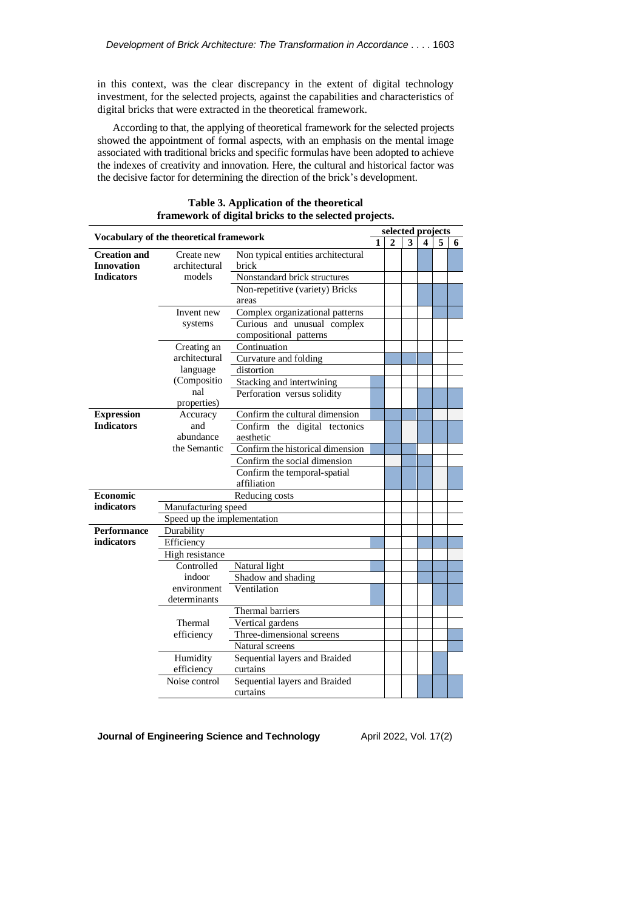in this context, was the clear discrepancy in the extent of digital technology investment, for the selected projects, against the capabilities and characteristics of digital bricks that were extracted in the theoretical framework.

According to that, the applying of theoretical framework for the selected projects showed the appointment of formal aspects, with an emphasis on the mental image associated with traditional bricks and specific formulas have been adopted to achieve the indexes of creativity and innovation. Here, the cultural and historical factor was the decisive factor for determining the direction of the brick's development.

**Table 3. Application of the theoretical framework of digital bricks to the selected projects.**

| Vocabulary of the theoretical framework | | | selected projects | | | | | |
|---|---|---|---|---|---|---|---|---|
| | | | 1 | 2 | 3 | 4 | 5 | 6 |
| **Creation and Innovation Indicators** | Create new architectural models | Non typical entities architectural brick | | | | | | |
| | | Nonstandard brick structures | | | | | | |
| | | Non-repetitive (variety) Bricks areas | | | | | | |
| | Invent new systems | Complex organizational patterns | | | | | | |
| | | Curious and unusual complex compositional patterns | | | | | | |
| | Creating an architectural language (Compositional properties) | Continuation | | | | | | |
| | | Curvature and folding | | | | | | |
| | | distortion | | | | | | |
| | | Stacking and intertwining | | | | | | |
| | | Perforation versus solidity | | | | | | |
| **Expression Indicators** | Accuracy and abundance the Semantic | Confirm the cultural dimension | | | | | | |
| | | Confirm the digital tectonics aesthetic | | | | | | |
| | | Confirm the historical dimension | | | | | | |
| | | Confirm the social dimension | | | | | | |
| | | Confirm the temporal-spatial affiliation | | | | | | |
| **Economic indicators** | Reducing costs | | | | | | | |
| | Manufacturing speed | | | | | | | |
| | Speed up the implementation | | | | | | | |
| **Performance indicators** | Durability | | | | | | | |
| | Efficiency | | | | | | | |
| | High resistance | | | | | | | |
| | Controlled indoor environment determinants | Natural light | | | | | | |
| | | Shadow and shading | | | | | | |
| | | Ventilation | | | | | | |
| | Thermal efficiency | Thermal barriers | | | | | | |
| | | Vertical gardens | | | | | | |
| | | Three-dimensional screens | | | | | | |
| | | Natural screens | | | | | | |
| | Humidity efficiency | Sequential layers and Braided curtains | | | | | | |
| | Noise control | Sequential layers and Braided curtains | | | | | | |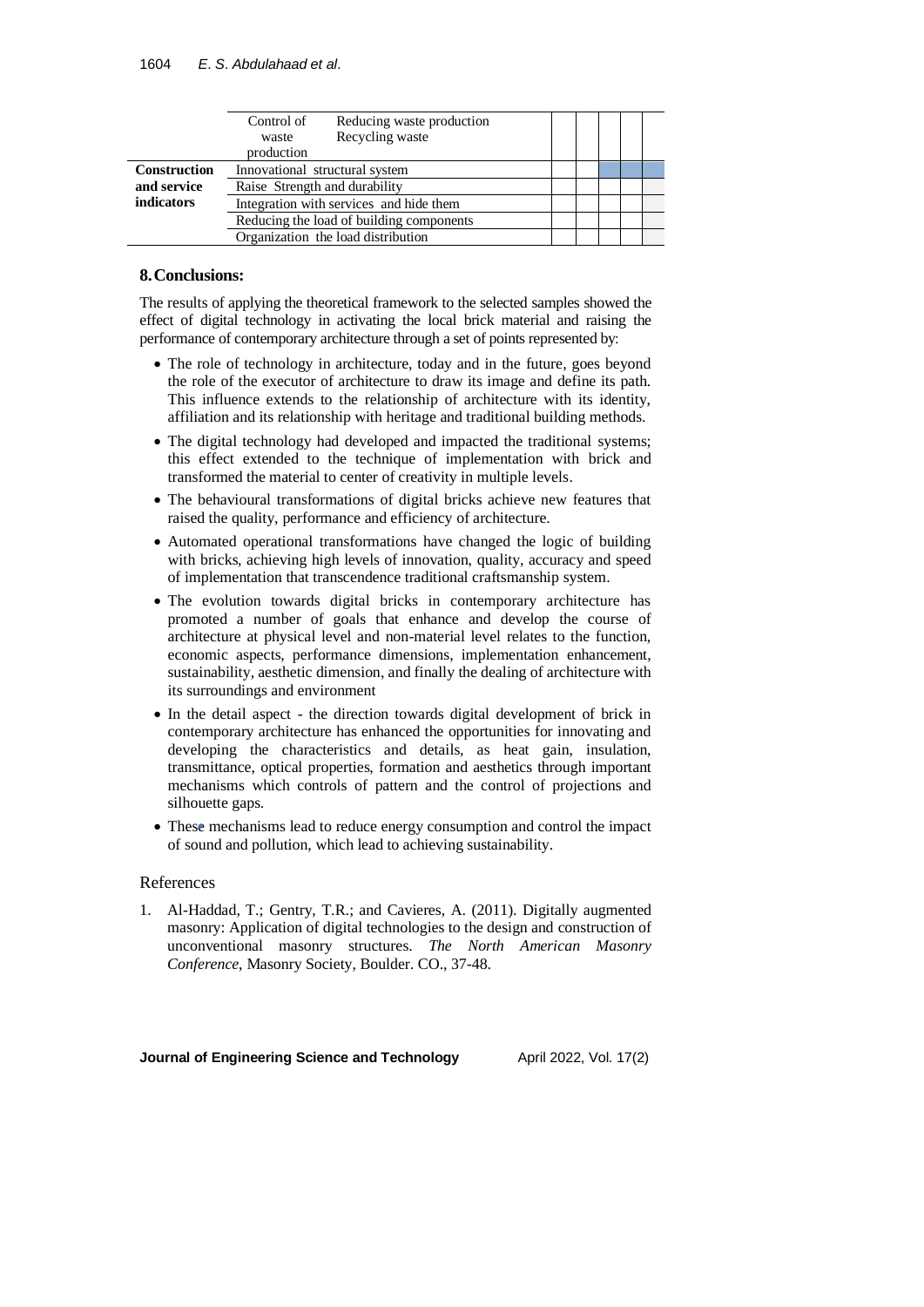|  |  |  |  |  |  |  |  |
|---|---|---|---|---|---|---|---|
|  | Control of waste production | Reducing waste production<br>Recycling waste |  |  |  |  |  |
| **Construction and service indicators** | Innovational structural system |  |  |  |  |  |  |
|  | Raise Strength and durability |  |  |  |  |  |  |
|  | Integration with services and hide them |  |  |  |  |  |  |
|  | Reducing the load of building components |  |  |  |  |  |  |
|  | Organization the load distribution |  |  |  |  |  |  |

## 8. Conclusions:

The results of applying the theoretical framework to the selected samples showed the effect of digital technology in activating the local brick material and raising the performance of contemporary architecture through a set of points represented by:

- The role of technology in architecture, today and in the future, goes beyond the role of the executor of architecture to draw its image and define its path. This influence extends to the relationship of architecture with its identity, affiliation and its relationship with heritage and traditional building methods.
- The digital technology had developed and impacted the traditional systems; this effect extended to the technique of implementation with brick and transformed the material to center of creativity in multiple levels.
- The behavioural transformations of digital bricks achieve new features that raised the quality, performance and efficiency of architecture.
- Automated operational transformations have changed the logic of building with bricks, achieving high levels of innovation, quality, accuracy and speed of implementation that transcendence traditional craftsmanship system.
- The evolution towards digital bricks in contemporary architecture has promoted a number of goals that enhance and develop the course of architecture at physical level and non-material level relates to the function, economic aspects, performance dimensions, implementation enhancement, sustainability, aesthetic dimension, and finally the dealing of architecture with its surroundings and environment
- In the detail aspect - the direction towards digital development of brick in contemporary architecture has enhanced the opportunities for innovating and developing the characteristics and details, as heat gain, insulation, transmittance, optical properties, formation and aesthetics through important mechanisms which controls of pattern and the control of projections and silhouette gaps.
- These mechanisms lead to reduce energy consumption and control the impact of sound and pollution, which lead to achieving sustainability.

## References

1. Al-Haddad, T.; Gentry, T.R.; and Cavieres, A. (2011). Digitally augmented masonry: Application of digital technologies to the design and construction of unconventional masonry structures. *The North American Masonry Conference*, Masonry Society, Boulder. CO., 37-48.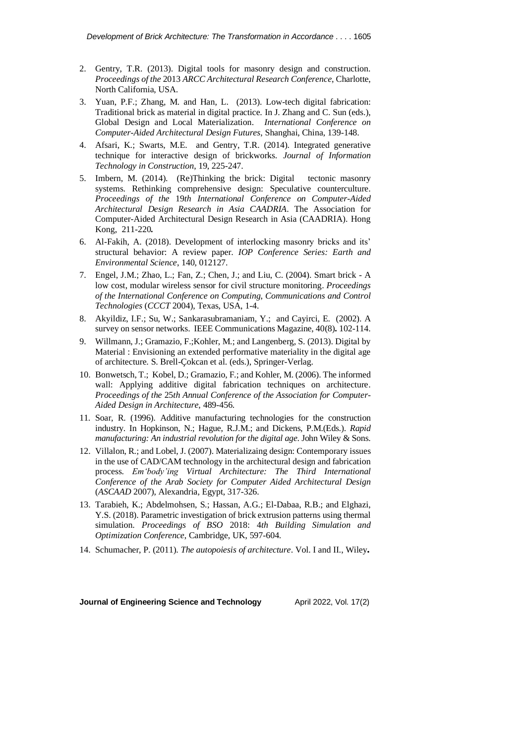2. Gentry, T.R. (2013). Digital tools for masonry design and construction. *Proceedings of the* 2013 *ARCC Architectural Research Conference*, Charlotte, North California, USA.
3. Yuan, P.F.; Zhang, M. and Han, L. (2013). Low-tech digital fabrication: Traditional brick as material in digital practice. In J. Zhang and C. Sun (eds.), Global Design and Local Materialization. *International Conference on Computer-Aided Architectural Design Futures*, Shanghai, China, 139-148.
4. Afsari, K.; Swarts, M.E. and Gentry, T.R. (2014). Integrated generative technique for interactive design of brickworks. *Journal of Information Technology in Construction*, 19, 225-247.
5. Imbern, M. (2014). (Re)Thinking the brick: Digital tectonic masonry systems. Rethinking comprehensive design: Speculative counterculture. *Proceedings of the* 19*th International Conference on Computer-Aided Architectural Design Research in Asia CAADRIA*. The Association for Computer-Aided Architectural Design Research in Asia (CAADRIA). Hong Kong, 211-220**.**
6. Al-Fakih, A. (2018). Development of interlocking masonry bricks and its' structural behavior: A review paper. *IOP Conference Series: Earth and Environmental Science*, 140, 012127.
7. Engel, J.M.; Zhao, L.; Fan, Z.; Chen, J.; and Liu, C. (2004). Smart brick - A low cost, modular wireless sensor for civil structure monitoring. *Proceedings of the International Conference on Computing, Communications and Control Technologies* (*CCCT* 2004), Texas, USA, 1-4.
8. Akyildiz, I.F.; Su, W.; Sankarasubramaniam, Y.; and Cayirci, E. (2002). A survey on sensor networks. IEEE Communications Magazine, 40(8)**.** 102-114.
9. Willmann, J.; Gramazio, F.;Kohler, M.; and Langenberg, S. (2013). Digital by Material : Envisioning an extended performative materiality in the digital age of architecture. S. Brell-Çokcan et al. (eds.), Springer-Verlag.
10. Bonwetsch, T.; Kobel, D.; Gramazio, F.; and Kohler, M. (2006). The informed wall: Applying additive digital fabrication techniques on architecture. *Proceedings of the* 25*th Annual Conference of the Association for Computer-Aided Design in Architecture*, 489-456.
11. Soar, R. (1996). Additive manufacturing technologies for the construction industry. In Hopkinson, N.; Hague, R.J.M.; and Dickens, P.M.(Eds.). *Rapid manufacturing: An industrial revolution for the digital age.* John Wiley & Sons.
12. Villalon, R.; and Lobel, J. (2007). Materializaing design: Contemporary issues in the use of CAD/CAM technology in the architectural design and fabrication process. *Em'body'ing Virtual Architecture: The Third International Conference of the Arab Society for Computer Aided Architectural Design* (*ASCAAD* 2007), Alexandria, Egypt, 317-326.
13. Tarabieh, K.; Abdelmohsen, S.; Hassan, A.G.; El-Dabaa, R.B.; and Elghazi, Y.S. (2018). Parametric investigation of brick extrusion patterns using thermal simulation. *Proceedings of BSO* 2018: 4*th Building Simulation and Optimization Conference*, Cambridge, UK, 597-604.
14. Schumacher, P. (2011). *The autopoiesis of architecture*. Vol. I and II., Wiley**.**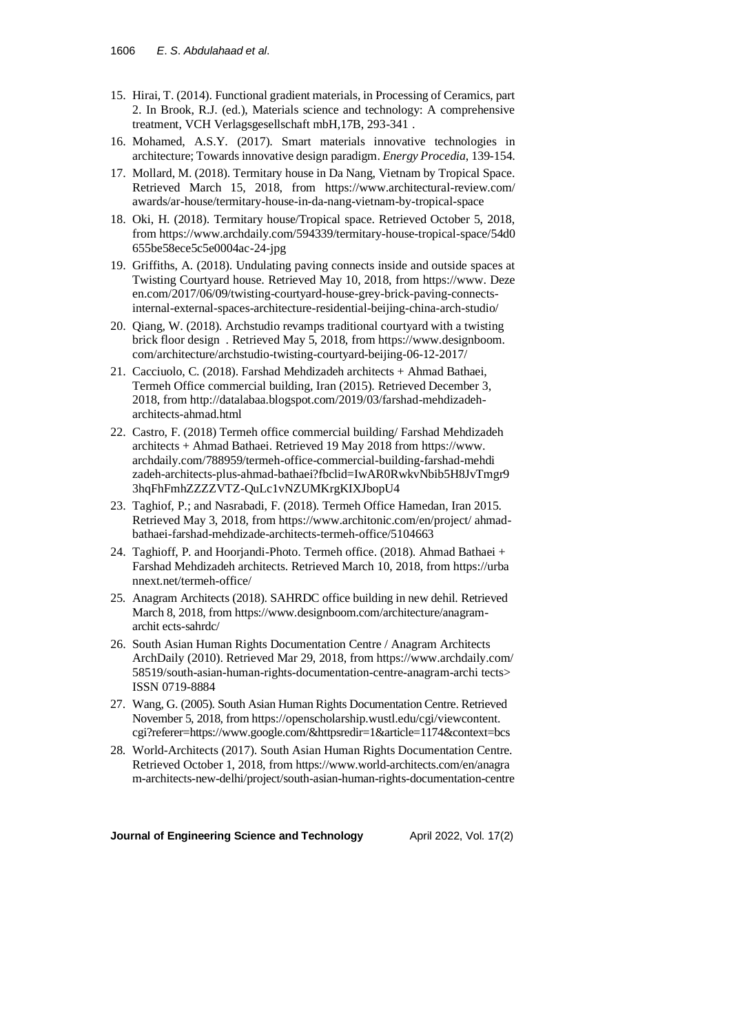15. Hirai, T. (2014). Functional gradient materials, in Processing of Ceramics, part 2. In Brook, R.J. (ed.), Materials science and technology: A comprehensive treatment, VCH Verlagsgesellschaft mbH,17B, 293-341 .
16. Mohamed, A.S.Y. (2017). Smart materials innovative technologies in architecture; Towards innovative design paradigm. *Energy Procedia*, 139-154.
17. Mollard, M. (2018). Termitary house in Da Nang, Vietnam by Tropical Space. Retrieved March 15, 2018, from https://www.architectural-review.com/awards/ar-house/termitary-house-in-da-nang-vietnam-by-tropical-space
18. Oki, H. (2018). Termitary house/Tropical space. Retrieved October 5, 2018, from https://www.archdaily.com/594339/termitary-house-tropical-space/54d0655be58ece5c5e0004ac-24-jpg
19. Griffiths, A. (2018). Undulating paving connects inside and outside spaces at Twisting Courtyard house. Retrieved May 10, 2018, from https://www. Dezeen.com/2017/06/09/twisting-courtyard-house-grey-brick-paving-connects-internal-external-spaces-architecture-residential-beijing-china-arch-studio/
20. Qiang, W. (2018). Archstudio revamps traditional courtyard with a twisting brick floor design . Retrieved May 5, 2018, from https://www.designboom.com/architecture/archstudio-twisting-courtyard-beijing-06-12-2017/
21. Cacciuolo, C. (2018). Farshad Mehdizadeh architects + Ahmad Bathaei, Termeh Office commercial building, Iran (2015). Retrieved December 3, 2018, from http://datalabaa.blogspot.com/2019/03/farshad-mehdizadeh-architects-ahmad.html
22. Castro, F. (2018) Termeh office commercial building/ Farshad Mehdizadeh architects + Ahmad Bathaei. Retrieved 19 May 2018 from https://www.archdaily.com/788959/termeh-office-commercial-building-farshad-mehdizadeh-architects-plus-ahmad-bathaei?fbclid=IwAR0RwkvNbib5H8JvTmgr93hqFhFmhZZZZVTZ-QuLc1vNZUMKrgKIXJbopU4
23. Taghiof, P.; and Nasrabadi, F. (2018). Termeh Office Hamedan, Iran 2015. Retrieved May 3, 2018, from https://www.architonic.com/en/project/ ahmad-bathaei-farshad-mehdizade-architects-termeh-office/5104663
24. Taghioff, P. and Hoorjandi-Photo. Termeh office. (2018). Ahmad Bathaei + Farshad Mehdizadeh architects. Retrieved March 10, 2018, from https://urbannext.net/termeh-office/
25. Anagram Architects (2018). SAHRDC office building in new dehil. Retrieved March 8, 2018, from https://www.designboom.com/architecture/anagram-archit ects-sahrdc/
26. South Asian Human Rights Documentation Centre / Anagram Architects ArchDaily (2010). Retrieved Mar 29, 2018, from https://www.archdaily.com/58519/south-asian-human-rights-documentation-centre-anagram-archi tects> ISSN 0719-8884
27. Wang, G. (2005). South Asian Human Rights Documentation Centre. Retrieved November 5, 2018, from https://openscholarship.wustl.edu/cgi/viewcontent.cgi?referer=https://www.google.com/&httpsredir=1&article=1174&context=bcs
28. World-Architects (2017). South Asian Human Rights Documentation Centre. Retrieved October 1, 2018, from https://www.world-architects.com/en/anagram-architects-new-delhi/project/south-asian-human-rights-documentation-centre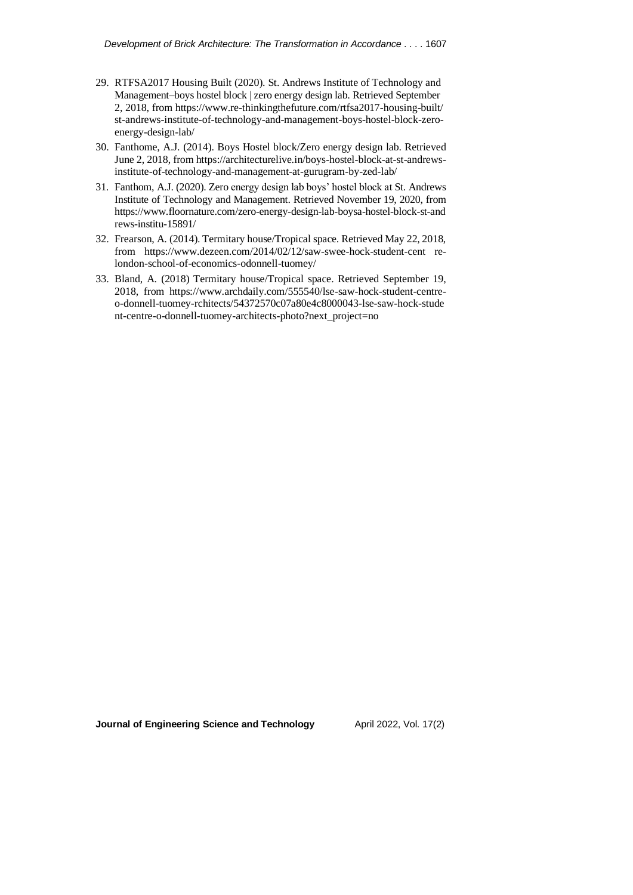29. RTFSA2017 Housing Built (2020). St. Andrews Institute of Technology and Management–boys hostel block | zero energy design lab. Retrieved September 2, 2018, from https://www.re-thinkingthefuture.com/rtfsa2017-housing-built/st-andrews-institute-of-technology-and-management-boys-hostel-block-zero-energy-design-lab/
30. Fanthome, A.J. (2014). Boys Hostel block/Zero energy design lab. Retrieved June 2, 2018, from https://architecturelive.in/boys-hostel-block-at-st-andrews-institute-of-technology-and-management-at-gurugram-by-zed-lab/
31. Fanthom, A.J. (2020). Zero energy design lab boys' hostel block at St. Andrews Institute of Technology and Management. Retrieved November 19, 2020, from https://www.floornature.com/zero-energy-design-lab-boysa-hostel-block-st-andrews-institu-15891/
32. Frearson, A. (2014). Termitary house/Tropical space. Retrieved May 22, 2018, from https://www.dezeen.com/2014/02/12/saw-swee-hock-student-cent re-london-school-of-economics-odonnell-tuomey/
33. Bland, A. (2018) Termitary house/Tropical space. Retrieved September 19, 2018, from https://www.archdaily.com/555540/lse-saw-hock-student-centre-o-donnell-tuomey-rchitects/54372570c07a80e4c8000043-lse-saw-hock-student-centre-o-donnell-tuomey-architects-photo?next_project=no